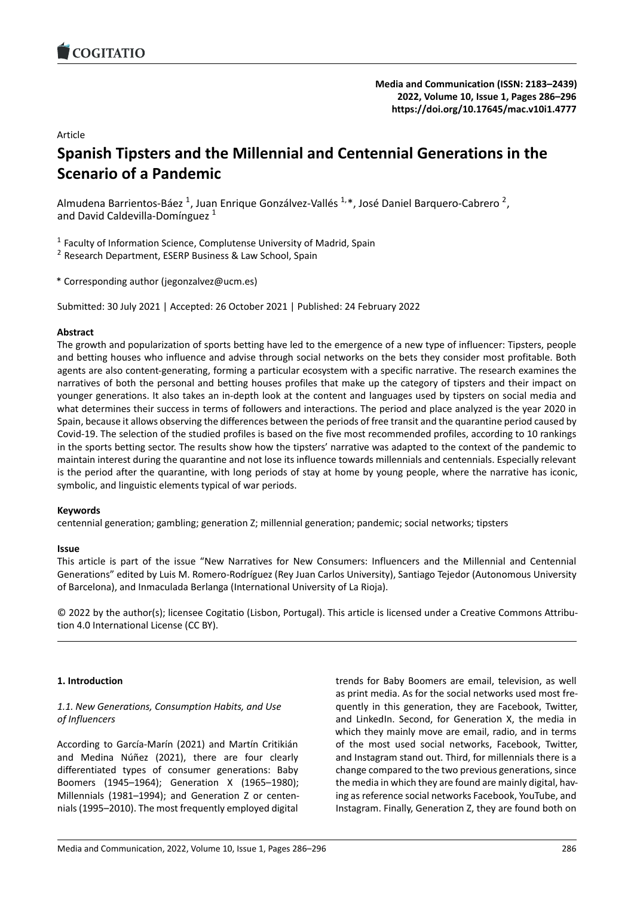**Media and Communication (ISSN: 2183–2439)**
**2022, Volume 10, Issue 1, Pages 286–296**
**https://doi.org/10.17645/mac.v10i1.4777**

Article

# Spanish Tipsters and the Millennial and Centennial Generations in the Scenario of a Pandemic

Almudena Barrientos-Báez [1], Juan Enrique Gonzálvez-Vallés [1,*], José Daniel Barquero-Cabrero [2], and David Caldevilla-Domínguez [1]

[1] Faculty of Information Science, Complutense University of Madrid, Spain
[2] Research Department, ESERP Business & Law School, Spain

* Corresponding author (jegonzalvez@ucm.es)

Submitted: 30 July 2021 | Accepted: 26 October 2021 | Published: 24 February 2022

**Abstract**

The growth and popularization of sports betting have led to the emergence of a new type of influencer: Tipsters, people and betting houses who influence and advise through social networks on the bets they consider most profitable. Both agents are also content-generating, forming a particular ecosystem with a specific narrative. The research examines the narratives of both the personal and betting houses profiles that make up the category of tipsters and their impact on younger generations. It also takes an in-depth look at the content and languages used by tipsters on social media and what determines their success in terms of followers and interactions. The period and place analyzed is the year 2020 in Spain, because it allows observing the differences between the periods of free transit and the quarantine period caused by Covid-19. The selection of the studied profiles is based on the five most recommended profiles, according to 10 rankings in the sports betting sector. The results show how the tipsters' narrative was adapted to the context of the pandemic to maintain interest during the quarantine and not lose its influence towards millennials and centennials. Especially relevant is the period after the quarantine, with long periods of stay at home by young people, where the narrative has iconic, symbolic, and linguistic elements typical of war periods.

**Keywords**

centennial generation; gambling; generation Z; millennial generation; pandemic; social networks; tipsters

**Issue**

This article is part of the issue "New Narratives for New Consumers: Influencers and the Millennial and Centennial Generations" edited by Luis M. Romero-Rodríguez (Rey Juan Carlos University), Santiago Tejedor (Autonomous University of Barcelona), and Inmaculada Berlanga (International University of La Rioja).

© 2022 by the author(s); licensee Cogitatio (Lisbon, Portugal). This article is licensed under a Creative Commons Attribution 4.0 International License (CC BY).

## 1. Introduction

### *1.1. New Generations, Consumption Habits, and Use of Influencers*

According to García-Marín (2021) and Martín Critikián and Medina Núñez (2021), there are four clearly differentiated types of consumer generations: Baby Boomers (1945–1964); Generation X (1965–1980); Millennials (1981–1994); and Generation Z or centennials (1995–2010). The most frequently employed digital trends for Baby Boomers are email, television, as well as print media. As for the social networks used most frequently in this generation, they are Facebook, Twitter, and LinkedIn. Second, for Generation X, the media in which they mainly move are email, radio, and in terms of the most used social networks, Facebook, Twitter, and Instagram stand out. Third, for millennials there is a change compared to the two previous generations, since the media in which they are found are mainly digital, having as reference social networks Facebook, YouTube, and Instagram. Finally, Generation Z, they are found both on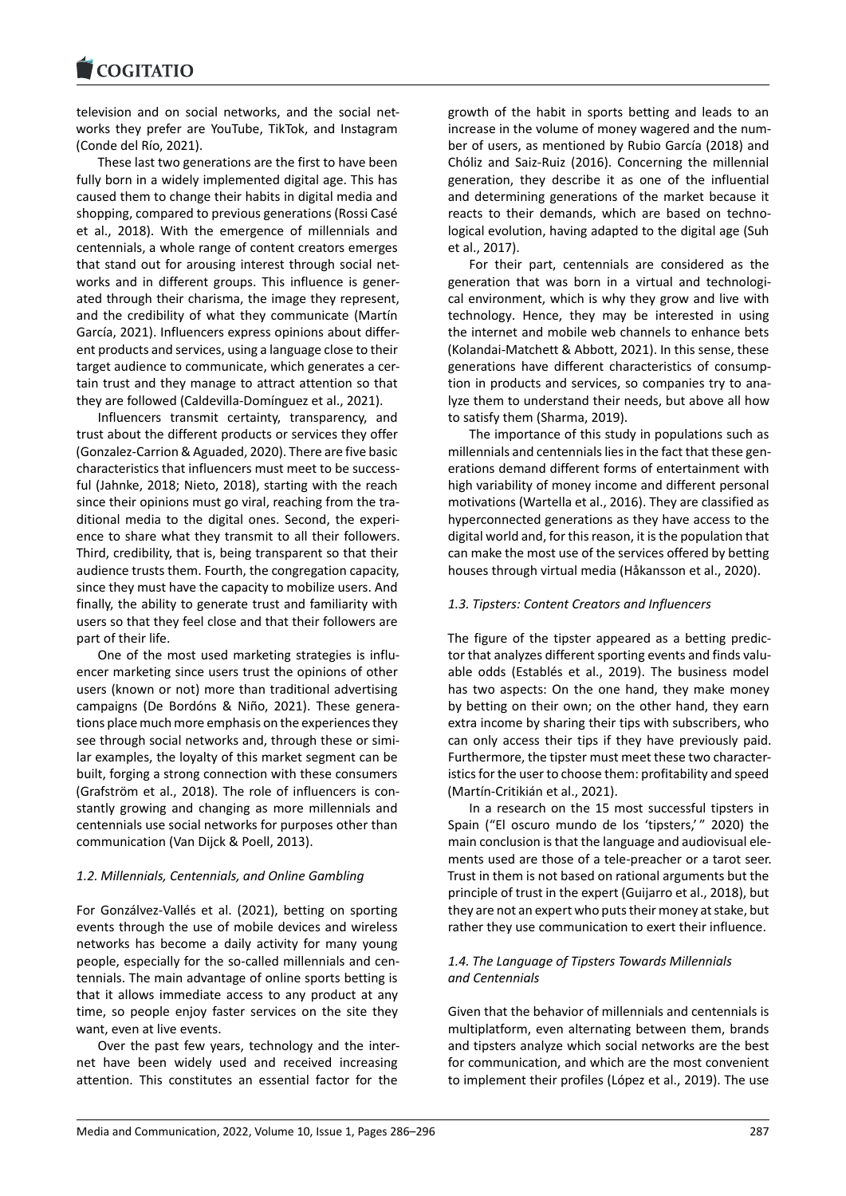television and on social networks, and the social networks they prefer are YouTube, TikTok, and Instagram (Conde del Río, 2021).

These last two generations are the first to have been fully born in a widely implemented digital age. This has caused them to change their habits in digital media and shopping, compared to previous generations (Rossi Casé et al., 2018). With the emergence of millennials and centennials, a whole range of content creators emerges that stand out for arousing interest through social networks and in different groups. This influence is generated through their charisma, the image they represent, and the credibility of what they communicate (Martín García, 2021). Influencers express opinions about different products and services, using a language close to their target audience to communicate, which generates a certain trust and they manage to attract attention so that they are followed (Caldevilla-Domínguez et al., 2021).

Influencers transmit certainty, transparency, and trust about the different products or services they offer (Gonzalez-Carrion & Aguaded, 2020). There are five basic characteristics that influencers must meet to be successful (Jahnke, 2018; Nieto, 2018), starting with the reach since their opinions must go viral, reaching from the traditional media to the digital ones. Second, the experience to share what they transmit to all their followers. Third, credibility, that is, being transparent so that their audience trusts them. Fourth, the congregation capacity, since they must have the capacity to mobilize users. And finally, the ability to generate trust and familiarity with users so that they feel close and that their followers are part of their life.

One of the most used marketing strategies is influencer marketing since users trust the opinions of other users (known or not) more than traditional advertising campaigns (De Bordóns & Niño, 2021). These generations place much more emphasis on the experiences they see through social networks and, through these or similar examples, the loyalty of this market segment can be built, forging a strong connection with these consumers (Grafström et al., 2018). The role of influencers is constantly growing and changing as more millennials and centennials use social networks for purposes other than communication (Van Dijck & Poell, 2013).

### *1.2. Millennials, Centennials, and Online Gambling*

For Gonzálvez-Vallés et al. (2021), betting on sporting events through the use of mobile devices and wireless networks has become a daily activity for many young people, especially for the so-called millennials and centennials. The main advantage of online sports betting is that it allows immediate access to any product at any time, so people enjoy faster services on the site they want, even at live events.

Over the past few years, technology and the internet have been widely used and received increasing attention. This constitutes an essential factor for the growth of the habit in sports betting and leads to an increase in the volume of money wagered and the number of users, as mentioned by Rubio García (2018) and Chóliz and Saiz-Ruiz (2016). Concerning the millennial generation, they describe it as one of the influential and determining generations of the market because it reacts to their demands, which are based on technological evolution, having adapted to the digital age (Suh et al., 2017).

For their part, centennials are considered as the generation that was born in a virtual and technological environment, which is why they grow and live with technology. Hence, they may be interested in using the internet and mobile web channels to enhance bets (Kolandai-Matchett & Abbott, 2021). In this sense, these generations have different characteristics of consumption in products and services, so companies try to analyze them to understand their needs, but above all how to satisfy them (Sharma, 2019).

The importance of this study in populations such as millennials and centennials lies in the fact that these generations demand different forms of entertainment with high variability of money income and different personal motivations (Wartella et al., 2016). They are classified as hyperconnected generations as they have access to the digital world and, for this reason, it is the population that can make the most use of the services offered by betting houses through virtual media (Håkansson et al., 2020).

### *1.3. Tipsters: Content Creators and Influencers*

The figure of the tipster appeared as a betting predictor that analyzes different sporting events and finds valuable odds (Establés et al., 2019). The business model has two aspects: On the one hand, they make money by betting on their own; on the other hand, they earn extra income by sharing their tips with subscribers, who can only access their tips if they have previously paid. Furthermore, the tipster must meet these two characteristics for the user to choose them: profitability and speed (Martín-Critikián et al., 2021).

In a research on the 15 most successful tipsters in Spain ("El oscuro mundo de los 'tipsters,'" 2020) the main conclusion is that the language and audiovisual elements used are those of a tele-preacher or a tarot seer. Trust in them is not based on rational arguments but the principle of trust in the expert (Guijarro et al., 2018), but they are not an expert who puts their money at stake, but rather they use communication to exert their influence.

### *1.4. The Language of Tipsters Towards Millennials and Centennials*

Given that the behavior of millennials and centennials is multiplatform, even alternating between them, brands and tipsters analyze which social networks are the best for communication, and which are the most convenient to implement their profiles (López et al., 2019). The use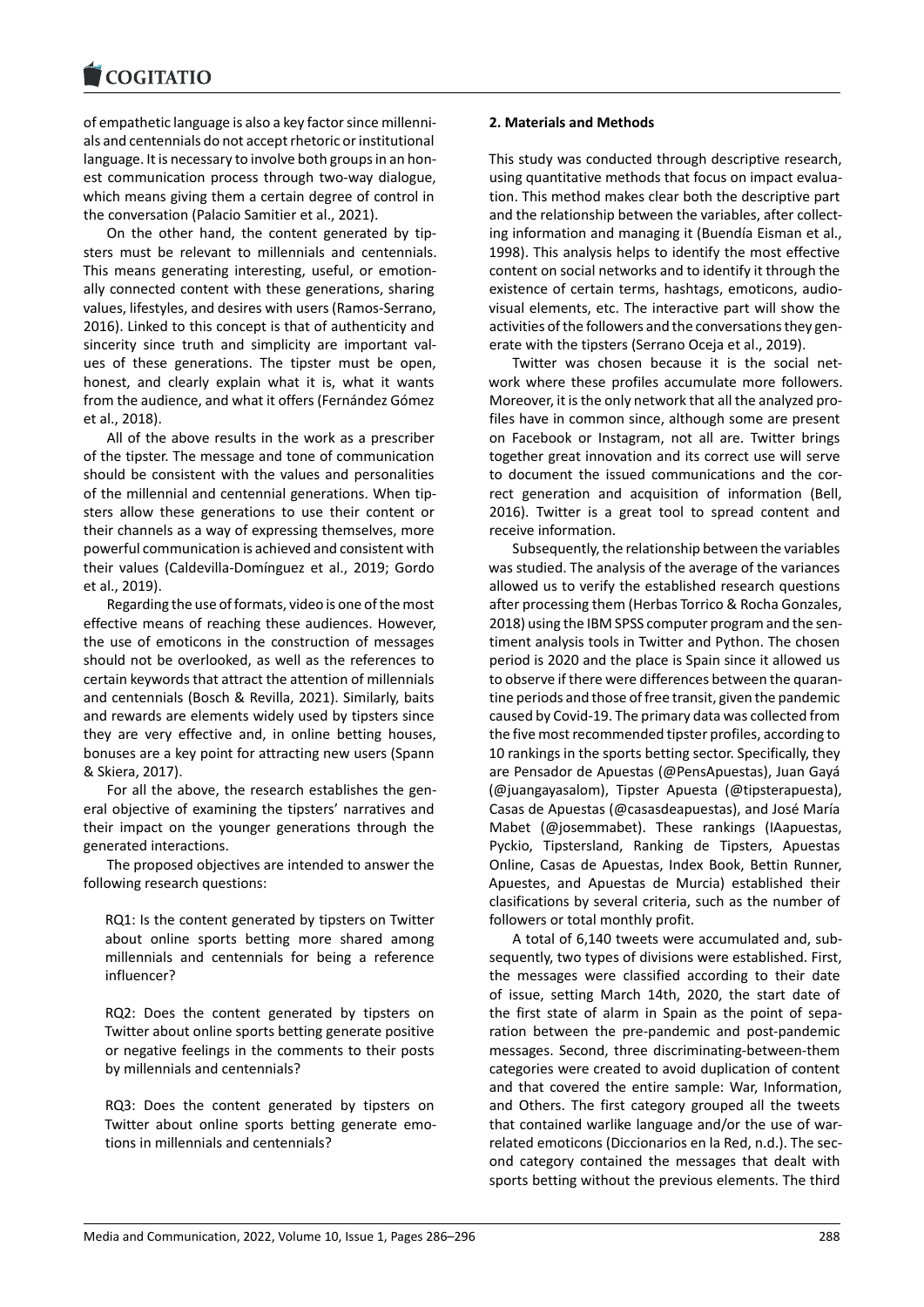of empathetic language is also a key factor since millennials and centennials do not accept rhetoric or institutional language. It is necessary to involve both groups in an honest communication process through two-way dialogue, which means giving them a certain degree of control in the conversation (Palacio Samitier et al., 2021).

On the other hand, the content generated by tipsters must be relevant to millennials and centennials. This means generating interesting, useful, or emotionally connected content with these generations, sharing values, lifestyles, and desires with users (Ramos-Serrano, 2016). Linked to this concept is that of authenticity and sincerity since truth and simplicity are important values of these generations. The tipster must be open, honest, and clearly explain what it is, what it wants from the audience, and what it offers (Fernández Gómez et al., 2018).

All of the above results in the work as a prescriber of the tipster. The message and tone of communication should be consistent with the values and personalities of the millennial and centennial generations. When tipsters allow these generations to use their content or their channels as a way of expressing themselves, more powerful communication is achieved and consistent with their values (Caldevilla-Domínguez et al., 2019; Gordo et al., 2019).

Regarding the use of formats, video is one of the most effective means of reaching these audiences. However, the use of emoticons in the construction of messages should not be overlooked, as well as the references to certain keywords that attract the attention of millennials and centennials (Bosch & Revilla, 2021). Similarly, baits and rewards are elements widely used by tipsters since they are very effective and, in online betting houses, bonuses are a key point for attracting new users (Spann & Skiera, 2017).

For all the above, the research establishes the general objective of examining the tipsters' narratives and their impact on the younger generations through the generated interactions.

The proposed objectives are intended to answer the following research questions:

RQ1: Is the content generated by tipsters on Twitter about online sports betting more shared among millennials and centennials for being a reference influencer?

RQ2: Does the content generated by tipsters on Twitter about online sports betting generate positive or negative feelings in the comments to their posts by millennials and centennials?

RQ3: Does the content generated by tipsters on Twitter about online sports betting generate emotions in millennials and centennials?

**2. Materials and Methods**

This study was conducted through descriptive research, using quantitative methods that focus on impact evaluation. This method makes clear both the descriptive part and the relationship between the variables, after collecting information and managing it (Buendía Eisman et al., 1998). This analysis helps to identify the most effective content on social networks and to identify it through the existence of certain terms, hashtags, emoticons, audiovisual elements, etc. The interactive part will show the activities of the followers and the conversations they generate with the tipsters (Serrano Oceja et al., 2019).

Twitter was chosen because it is the social network where these profiles accumulate more followers. Moreover, it is the only network that all the analyzed profiles have in common since, although some are present on Facebook or Instagram, not all are. Twitter brings together great innovation and its correct use will serve to document the issued communications and the correct generation and acquisition of information (Bell, 2016). Twitter is a great tool to spread content and receive information.

Subsequently, the relationship between the variables was studied. The analysis of the average of the variances allowed us to verify the established research questions after processing them (Herbas Torrico & Rocha Gonzales, 2018) using the IBM SPSS computer program and the sentiment analysis tools in Twitter and Python. The chosen period is 2020 and the place is Spain since it allowed us to observe if there were differences between the quarantine periods and those of free transit, given the pandemic caused by Covid-19. The primary data was collected from the five most recommended tipster profiles, according to 10 rankings in the sports betting sector. Specifically, they are Pensador de Apuestas (@PensApuestas), Juan Gayá (@juangayasalom), Tipster Apuesta (@tipsterapuesta), Casas de Apuestas (@casasdeapuestas), and José María Mabet (@josemmabet). These rankings (IAapuestas, Pyckio, Tipstersland, Ranking de Tipsters, Apuestas Online, Casas de Apuestas, Index Book, Bettin Runner, Apuestes, and Apuestas de Murcia) established their clasifications by several criteria, such as the number of followers or total monthly profit.

A total of 6,140 tweets were accumulated and, subsequently, two types of divisions were established. First, the messages were classified according to their date of issue, setting March 14th, 2020, the start date of the first state of alarm in Spain as the point of separation between the pre-pandemic and post-pandemic messages. Second, three discriminating-between-them categories were created to avoid duplication of content and that covered the entire sample: War, Information, and Others. The first category grouped all the tweets that contained warlike language and/or the use of war-related emoticons (Diccionarios en la Red, n.d.). The second category contained the messages that dealt with sports betting without the previous elements. The third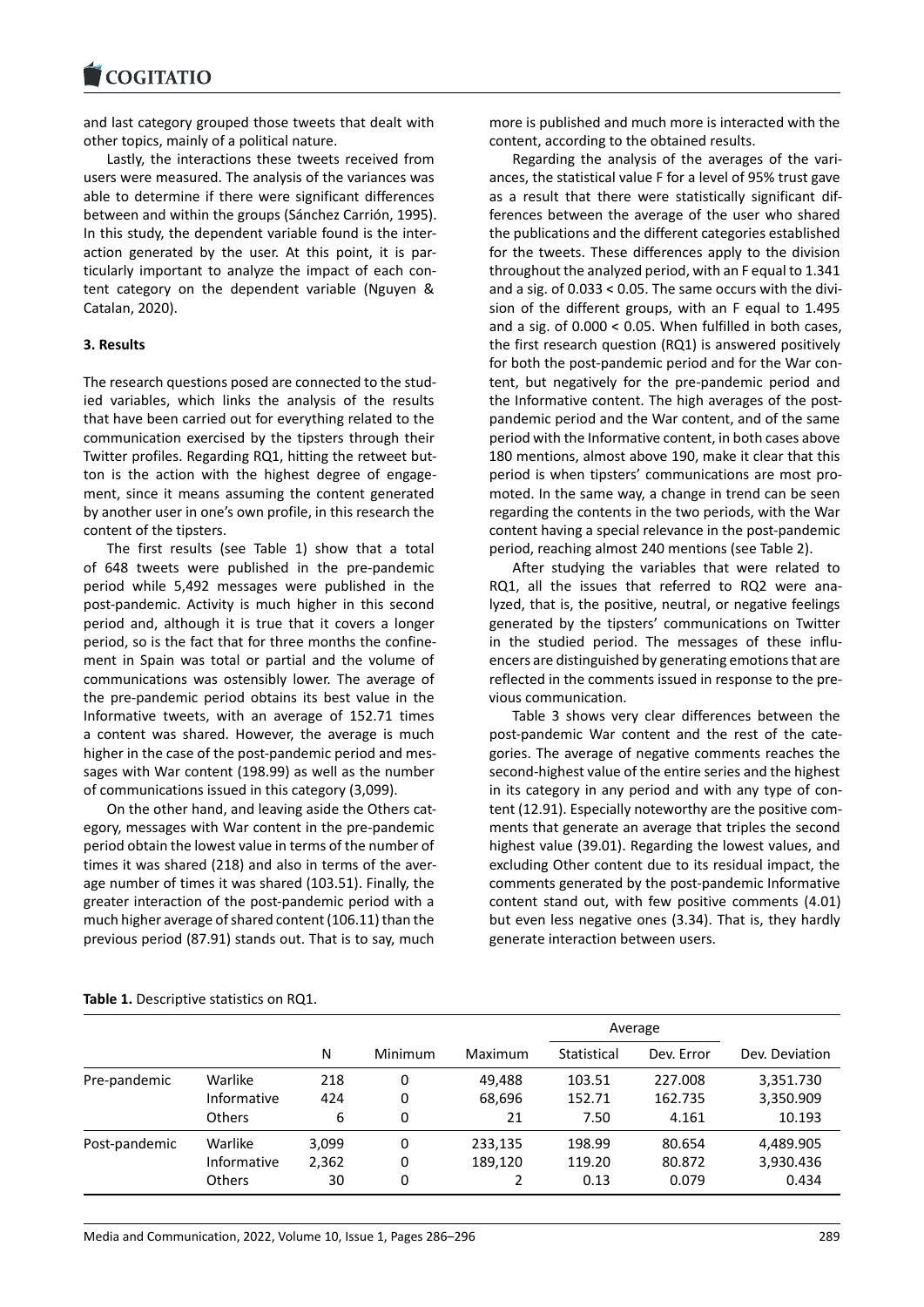and last category grouped those tweets that dealt with other topics, mainly of a political nature.

Lastly, the interactions these tweets received from users were measured. The analysis of the variances was able to determine if there were significant differences between and within the groups (Sánchez Carrión, 1995). In this study, the dependent variable found is the interaction generated by the user. At this point, it is particularly important to analyze the impact of each content category on the dependent variable (Nguyen & Catalan, 2020).

### 3. Results

The research questions posed are connected to the studied variables, which links the analysis of the results that have been carried out for everything related to the communication exercised by the tipsters through their Twitter profiles. Regarding RQ1, hitting the retweet button is the action with the highest degree of engagement, since it means assuming the content generated by another user in one's own profile, in this research the content of the tipsters.

The first results (see Table 1) show that a total of 648 tweets were published in the pre-pandemic period while 5,492 messages were published in the post-pandemic. Activity is much higher in this second period and, although it is true that it covers a longer period, so is the fact that for three months the confinement in Spain was total or partial and the volume of communications was ostensibly lower. The average of the pre-pandemic period obtains its best value in the Informative tweets, with an average of 152.71 times a content was shared. However, the average is much higher in the case of the post-pandemic period and messages with War content (198.99) as well as the number of communications issued in this category (3,099).

On the other hand, and leaving aside the Others category, messages with War content in the pre-pandemic period obtain the lowest value in terms of the number of times it was shared (218) and also in terms of the average number of times it was shared (103.51). Finally, the greater interaction of the post-pandemic period with a much higher average of shared content (106.11) than the previous period (87.91) stands out. That is to say, much more is published and much more is interacted with the content, according to the obtained results.

Regarding the analysis of the averages of the variances, the statistical value F for a level of 95% trust gave as a result that there were statistically significant differences between the average of the user who shared the publications and the different categories established for the tweets. These differences apply to the division throughout the analyzed period, with an F equal to 1.341 and a sig. of 0.033 < 0.05. The same occurs with the division of the different groups, with an F equal to 1.495 and a sig. of 0.000 < 0.05. When fulfilled in both cases, the first research question (RQ1) is answered positively for both the post-pandemic period and for the War content, but negatively for the pre-pandemic period and the Informative content. The high averages of the post-pandemic period and the War content, and of the same period with the Informative content, in both cases above 180 mentions, almost above 190, make it clear that this period is when tipsters' communications are most promoted. In the same way, a change in trend can be seen regarding the contents in the two periods, with the War content having a special relevance in the post-pandemic period, reaching almost 240 mentions (see Table 2).

After studying the variables that were related to RQ1, all the issues that referred to RQ2 were analyzed, that is, the positive, neutral, or negative feelings generated by the tipsters' communications on Twitter in the studied period. The messages of these influencers are distinguished by generating emotions that are reflected in the comments issued in response to the previous communication.

Table 3 shows very clear differences between the post-pandemic War content and the rest of the categories. The average of negative comments reaches the second-highest value of the entire series and the highest in its category in any period and with any type of content (12.91). Especially noteworthy are the positive comments that generate an average that triples the second highest value (39.01). Regarding the lowest values, and excluding Other content due to its residual impact, the comments generated by the post-pandemic Informative content stand out, with few positive comments (4.01) but even less negative ones (3.34). That is, they hardly generate interaction between users.

**Table 1.** Descriptive statistics on RQ1.

| | | N | Minimum | Maximum | Average | | Dev. Deviation |
|---|---|---|---|---|---|---|---|
| | | | | | Statistical | Dev. Error | |
| Pre-pandemic | Warlike | 218 | 0 | 49,488 | 103.51 | 227.008 | 3,351.730 |
| | Informative | 424 | 0 | 68,696 | 152.71 | 162.735 | 3,350.909 |
| | Others | 6 | 0 | 21 | 7.50 | 4.161 | 10.193 |
| Post-pandemic | Warlike | 3,099 | 0 | 233,135 | 198.99 | 80.654 | 4,489.905 |
| | Informative | 2,362 | 0 | 189,120 | 119.20 | 80.872 | 3,930.436 |
| | Others | 30 | 0 | 2 | 0.13 | 0.079 | 0.434 |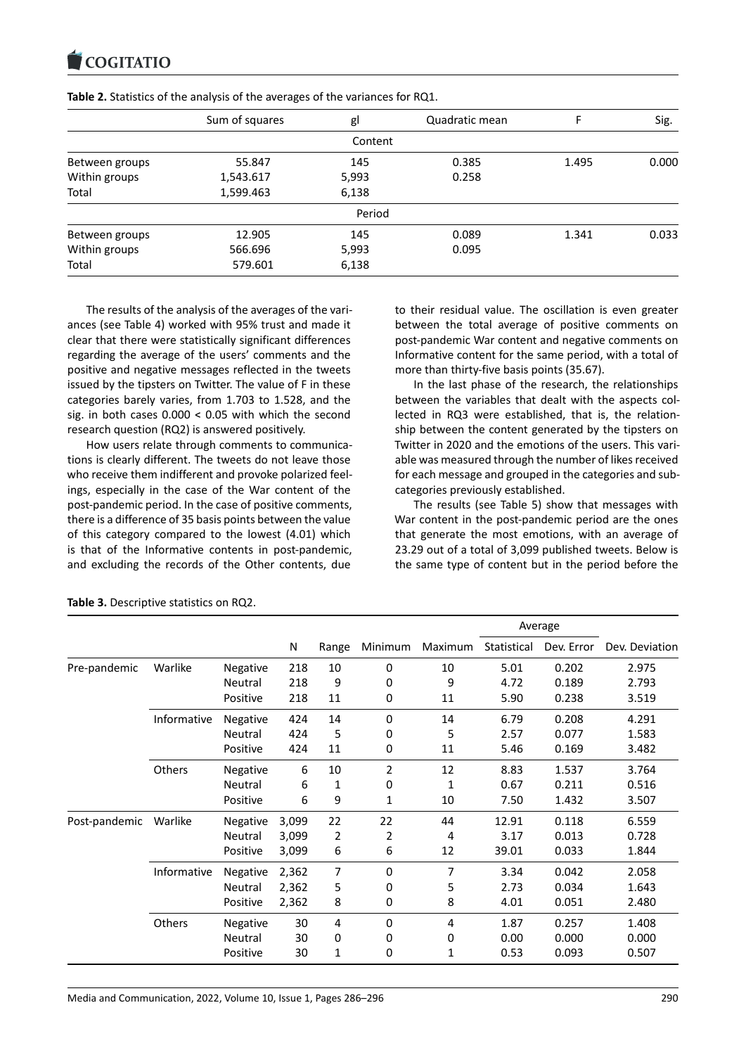**Table 2.** Statistics of the analysis of the averages of the variances for RQ1.

| | Sum of squares | gl | Quadratic mean | F | Sig. |
|---|---|---|---|---|---|
| | | Content | | | |
| Between groups | 55.847 | 145 | 0.385 | 1.495 | 0.000 |
| Within groups | 1,543.617 | 5,993 | 0.258 | | |
| Total | 1,599.463 | 6,138 | | | |
| | | Period | | | |
| Between groups | 12.905 | 145 | 0.089 | 1.341 | 0.033 |
| Within groups | 566.696 | 5,993 | 0.095 | | |
| Total | 579.601 | 6,138 | | | |

The results of the analysis of the averages of the variances (see Table 4) worked with 95% trust and made it clear that there were statistically significant differences regarding the average of the users' comments and the positive and negative messages reflected in the tweets issued by the tipsters on Twitter. The value of F in these categories barely varies, from 1.703 to 1.528, and the sig. in both cases $0.000 < 0.05$ with which the second research question (RQ2) is answered positively.

How users relate through comments to communications is clearly different. The tweets do not leave those who receive them indifferent and provoke polarized feelings, especially in the case of the War content of the post-pandemic period. In the case of positive comments, there is a difference of 35 basis points between the value of this category compared to the lowest (4.01) which is that of the Informative contents in post-pandemic, and excluding the records of the Other contents, due to their residual value. The oscillation is even greater between the total average of positive comments on post-pandemic War content and negative comments on Informative content for the same period, with a total of more than thirty-five basis points (35.67).

In the last phase of the research, the relationships between the variables that dealt with the aspects collected in RQ3 were established, that is, the relationship between the content generated by the tipsters on Twitter in 2020 and the emotions of the users. This variable was measured through the number of likes received for each message and grouped in the categories and subcategories previously established.

The results (see Table 5) show that messages with War content in the post-pandemic period are the ones that generate the most emotions, with an average of 23.29 out of a total of 3,099 published tweets. Below is the same type of content but in the period before the

**Table 3.** Descriptive statistics on RQ2.

| | | | N | Range | Minimum | Maximum | Average | | Dev. Deviation |
|---|---|---|---|---|---|---|---|---|---|
| | | | | | | | Statistical | Dev. Error | |
| Pre-pandemic | Warlike | Negative | 218 | 10 | 0 | 10 | 5.01 | 0.202 | 2.975 |
| | | Neutral | 218 | 9 | 0 | 9 | 4.72 | 0.189 | 2.793 |
| | | Positive | 218 | 11 | 0 | 11 | 5.90 | 0.238 | 3.519 |
| | Informative | Negative | 424 | 14 | 0 | 14 | 6.79 | 0.208 | 4.291 |
| | | Neutral | 424 | 5 | 0 | 5 | 2.57 | 0.077 | 1.583 |
| | | Positive | 424 | 11 | 0 | 11 | 5.46 | 0.169 | 3.482 |
| | Others | Negative | 6 | 10 | 2 | 12 | 8.83 | 1.537 | 3.764 |
| | | Neutral | 6 | 1 | 0 | 1 | 0.67 | 0.211 | 0.516 |
| | | Positive | 6 | 9 | 1 | 10 | 7.50 | 1.432 | 3.507 |
| Post-pandemic | Warlike | Negative | 3,099 | 22 | 22 | 44 | 12.91 | 0.118 | 6.559 |
| | | Neutral | 3,099 | 2 | 2 | 4 | 3.17 | 0.013 | 0.728 |
| | | Positive | 3,099 | 6 | 6 | 12 | 39.01 | 0.033 | 1.844 |
| | Informative | Negative | 2,362 | 7 | 0 | 7 | 3.34 | 0.042 | 2.058 |
| | | Neutral | 2,362 | 5 | 0 | 5 | 2.73 | 0.034 | 1.643 |
| | | Positive | 2,362 | 8 | 0 | 8 | 4.01 | 0.051 | 2.480 |
| | Others | Negative | 30 | 4 | 0 | 4 | 1.87 | 0.257 | 1.408 |
| | | Neutral | 30 | 0 | 0 | 0 | 0.00 | 0.000 | 0.000 |
| | | Positive | 30 | 1 | 0 | 1 | 0.53 | 0.093 | 0.507 |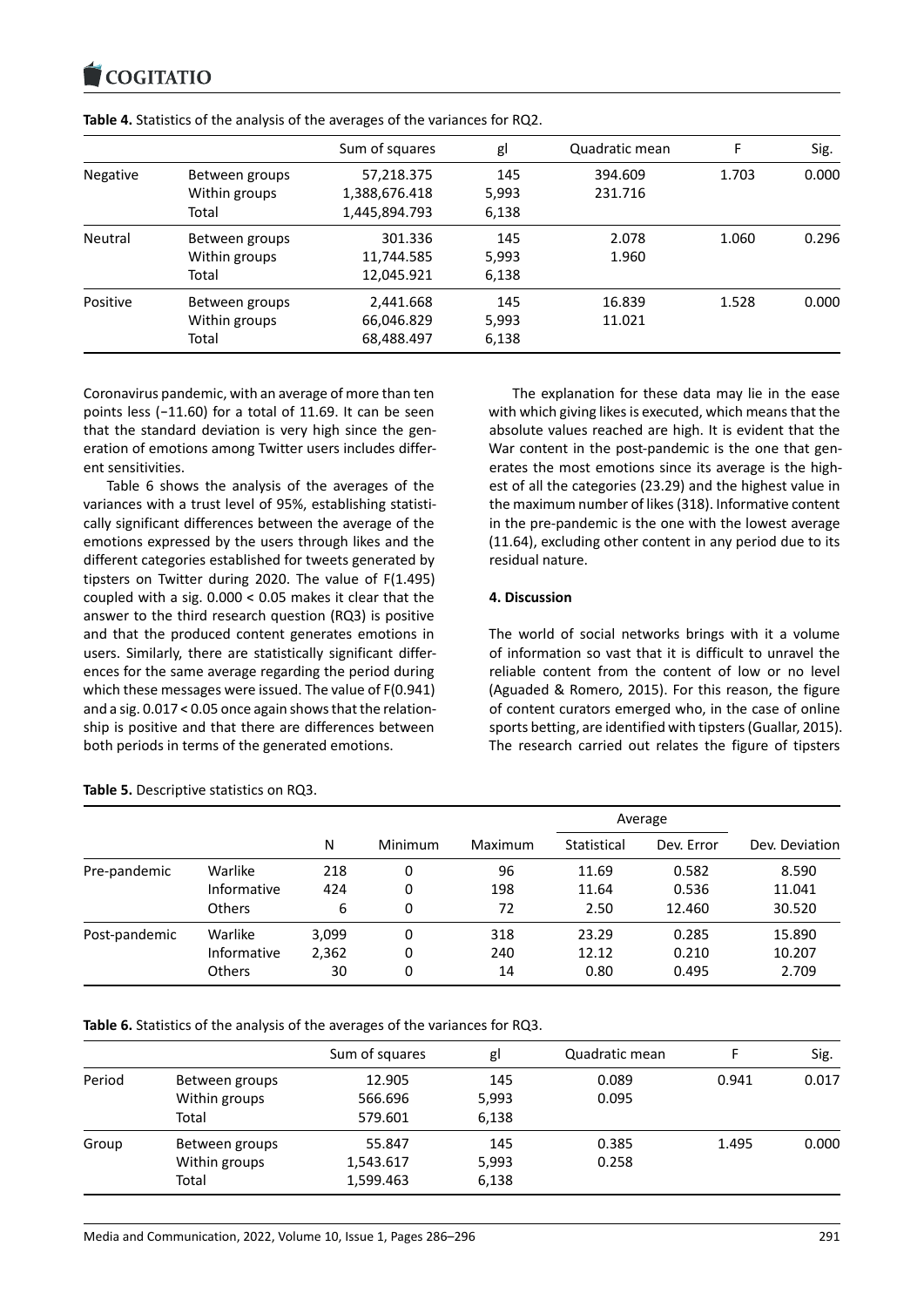**Table 4.** Statistics of the analysis of the averages of the variances for RQ2.

| | | Sum of squares | gl | Quadratic mean | F | Sig. |
|---|---|---|---|---|---|---|
| Negative | Between groups | 57,218.375 | 145 | 394.609 | 1.703 | 0.000 |
| | Within groups | 1,388,676.418 | 5,993 | 231.716 | | |
| | Total | 1,445,894.793 | 6,138 | | | |
| Neutral | Between groups | 301.336 | 145 | 2.078 | 1.060 | 0.296 |
| | Within groups | 11,744.585 | 5,993 | 1.960 | | |
| | Total | 12,045.921 | 6,138 | | | |
| Positive | Between groups | 2,441.668 | 145 | 16.839 | 1.528 | 0.000 |
| | Within groups | 66,046.829 | 5,993 | 11.021 | | |
| | Total | 68,488.497 | 6,138 | | | |

Coronavirus pandemic, with an average of more than ten points less (−11.60) for a total of 11.69. It can be seen that the standard deviation is very high since the generation of emotions among Twitter users includes different sensitivities.

Table 6 shows the analysis of the averages of the variances with a trust level of 95%, establishing statistically significant differences between the average of the emotions expressed by the users through likes and the different categories established for tweets generated by tipsters on Twitter during 2020. The value of F(1.495) coupled with a sig. 0.000 < 0.05 makes it clear that the answer to the third research question (RQ3) is positive and that the produced content generates emotions in users. Similarly, there are statistically significant differences for the same average regarding the period during which these messages were issued. The value of F(0.941) and a sig. 0.017 < 0.05 once again shows that the relationship is positive and that there are differences between both periods in terms of the generated emotions.

The explanation for these data may lie in the ease with which giving likes is executed, which means that the absolute values reached are high. It is evident that the War content in the post-pandemic is the one that generates the most emotions since its average is the highest of all the categories (23.29) and the highest value in the maximum number of likes (318). Informative content in the pre-pandemic is the one with the lowest average (11.64), excluding other content in any period due to its residual nature.

## 4. Discussion

The world of social networks brings with it a volume of information so vast that it is difficult to unravel the reliable content from the content of low or no level (Aguaded & Romero, 2015). For this reason, the figure of content curators emerged who, in the case of online sports betting, are identified with tipsters (Guallar, 2015). The research carried out relates the figure of tipsters

**Table 5.** Descriptive statistics on RQ3.

| | | N | Minimum | Maximum | Average | | Dev. Deviation |
|---|---|---|---|---|---|---|---|
| | | | | | Statistical | Dev. Error | |
| Pre-pandemic | Warlike | 218 | 0 | 96 | 11.69 | 0.582 | 8.590 |
| | Informative | 424 | 0 | 198 | 11.64 | 0.536 | 11.041 |
| | Others | 6 | 0 | 72 | 2.50 | 12.460 | 30.520 |
| Post-pandemic | Warlike | 3,099 | 0 | 318 | 23.29 | 0.285 | 15.890 |
| | Informative | 2,362 | 0 | 240 | 12.12 | 0.210 | 10.207 |
| | Others | 30 | 0 | 14 | 0.80 | 0.495 | 2.709 |

**Table 6.** Statistics of the analysis of the averages of the variances for RQ3.

| | | Sum of squares | gl | Quadratic mean | F | Sig. |
|---|---|---|---|---|---|---|
| Period | Between groups | 12.905 | 145 | 0.089 | 0.941 | 0.017 |
| | Within groups | 566.696 | 5,993 | 0.095 | | |
| | Total | 579.601 | 6,138 | | | |
| Group | Between groups | 55.847 | 145 | 0.385 | 1.495 | 0.000 |
| | Within groups | 1,543.617 | 5,993 | 0.258 | | |
| | Total | 1,599.463 | 6,138 | | | |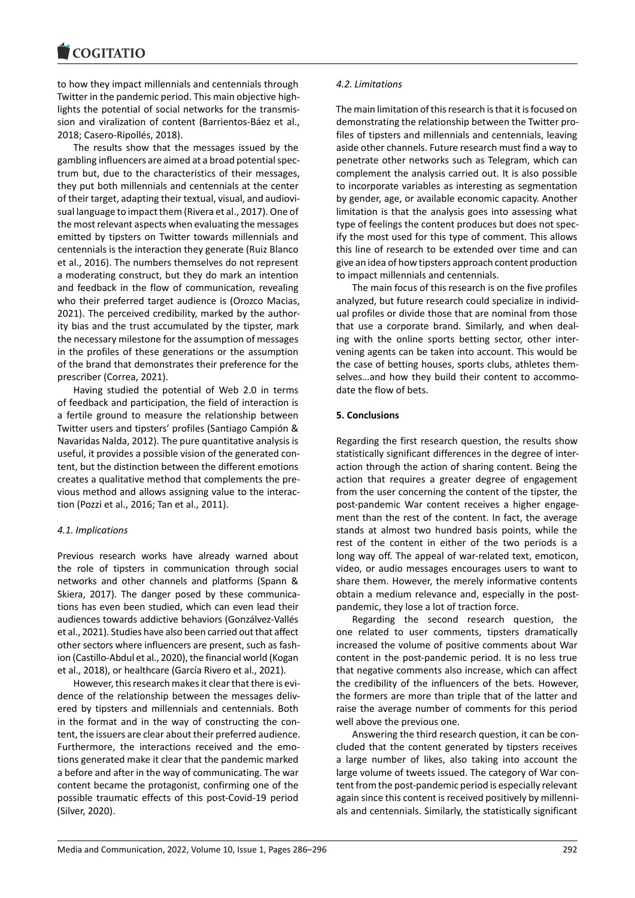to how they impact millennials and centennials through Twitter in the pandemic period. This main objective highlights the potential of social networks for the transmission and viralization of content (Barrientos-Báez et al., 2018; Casero-Ripollés, 2018).

The results show that the messages issued by the gambling influencers are aimed at a broad potential spectrum but, due to the characteristics of their messages, they put both millennials and centennials at the center of their target, adapting their textual, visual, and audiovisual language to impact them (Rivera et al., 2017). One of the most relevant aspects when evaluating the messages emitted by tipsters on Twitter towards millennials and centennials is the interaction they generate (Ruiz Blanco et al., 2016). The numbers themselves do not represent a moderating construct, but they do mark an intention and feedback in the flow of communication, revealing who their preferred target audience is (Orozco Macias, 2021). The perceived credibility, marked by the authority bias and the trust accumulated by the tipster, mark the necessary milestone for the assumption of messages in the profiles of these generations or the assumption of the brand that demonstrates their preference for the prescriber (Correa, 2021).

Having studied the potential of Web 2.0 in terms of feedback and participation, the field of interaction is a fertile ground to measure the relationship between Twitter users and tipsters' profiles (Santiago Campión & Navaridas Nalda, 2012). The pure quantitative analysis is useful, it provides a possible vision of the generated content, but the distinction between the different emotions creates a qualitative method that complements the previous method and allows assigning value to the interaction (Pozzi et al., 2016; Tan et al., 2011).

### *4.1. Implications*

Previous research works have already warned about the role of tipsters in communication through social networks and other channels and platforms (Spann & Skiera, 2017). The danger posed by these communications has even been studied, which can even lead their audiences towards addictive behaviors (Gonzálvez-Vallés et al., 2021). Studies have also been carried out that affect other sectors where influencers are present, such as fashion (Castillo-Abdul et al., 2020), the financial world (Kogan et al., 2018), or healthcare (García Rivero et al., 2021).

However, this research makes it clear that there is evidence of the relationship between the messages delivered by tipsters and millennials and centennials. Both in the format and in the way of constructing the content, the issuers are clear about their preferred audience. Furthermore, the interactions received and the emotions generated make it clear that the pandemic marked a before and after in the way of communicating. The war content became the protagonist, confirming one of the possible traumatic effects of this post-Covid-19 period (Silver, 2020).

### *4.2. Limitations*

The main limitation of this research is that it is focused on demonstrating the relationship between the Twitter profiles of tipsters and millennials and centennials, leaving aside other channels. Future research must find a way to penetrate other networks such as Telegram, which can complement the analysis carried out. It is also possible to incorporate variables as interesting as segmentation by gender, age, or available economic capacity. Another limitation is that the analysis goes into assessing what type of feelings the content produces but does not specify the most used for this type of comment. This allows this line of research to be extended over time and can give an idea of how tipsters approach content production to impact millennials and centennials.

The main focus of this research is on the five profiles analyzed, but future research could specialize in individual profiles or divide those that are nominal from those that use a corporate brand. Similarly, and when dealing with the online sports betting sector, other intervening agents can be taken into account. This would be the case of betting houses, sports clubs, athletes themselves…and how they build their content to accommodate the flow of bets.

## **5. Conclusions**

Regarding the first research question, the results show statistically significant differences in the degree of interaction through the action of sharing content. Being the action that requires a greater degree of engagement from the user concerning the content of the tipster, the post-pandemic War content receives a higher engagement than the rest of the content. In fact, the average stands at almost two hundred basis points, while the rest of the content in either of the two periods is a long way off. The appeal of war-related text, emoticon, video, or audio messages encourages users to want to share them. However, the merely informative contents obtain a medium relevance and, especially in the post-pandemic, they lose a lot of traction force.

Regarding the second research question, the one related to user comments, tipsters dramatically increased the volume of positive comments about War content in the post-pandemic period. It is no less true that negative comments also increase, which can affect the credibility of the influencers of the bets. However, the formers are more than triple that of the latter and raise the average number of comments for this period well above the previous one.

Answering the third research question, it can be concluded that the content generated by tipsters receives a large number of likes, also taking into account the large volume of tweets issued. The category of War content from the post-pandemic period is especially relevant again since this content is received positively by millennials and centennials. Similarly, the statistically significant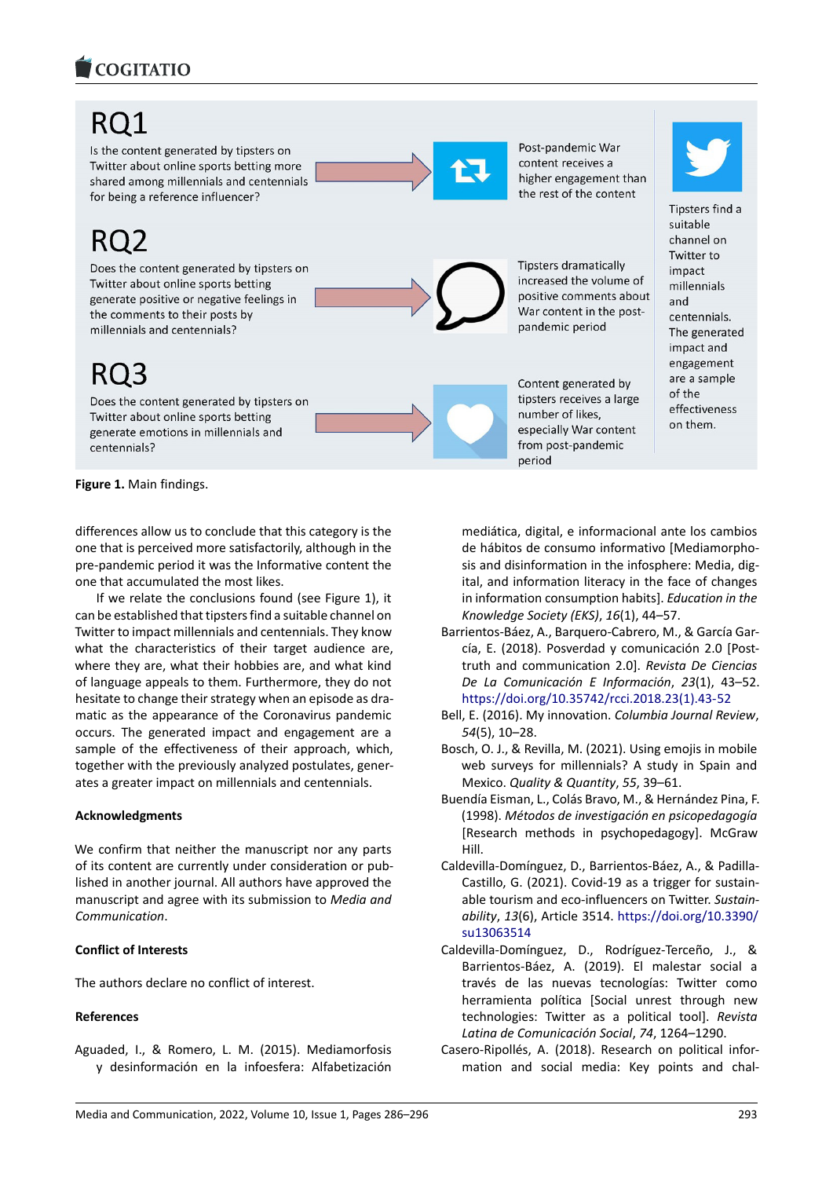RQ1

Is the content generated by tipsters on Twitter about online sports betting more shared among millennials and centennials for being a reference influencer?

Post-pandemic War content receives a higher engagement than the rest of the content

RQ2

Does the content generated by tipsters on Twitter about online sports betting generate positive or negative feelings in the comments to their posts by millennials and centennials?

Tipsters dramatically increased the volume of positive comments about War content in the post-pandemic period

RQ3

Does the content generated by tipsters on Twitter about online sports betting generate emotions in millennials and centennials?

Content generated by tipsters receives a large number of likes, especially War content from post-pandemic period

Tipsters find a suitable channel on Twitter to impact millennials and centennials. The generated impact and engagement are a sample of the effectiveness on them.

**Figure 1.** Main findings.

differences allow us to conclude that this category is the one that is perceived more satisfactorily, although in the pre-pandemic period it was the Informative content the one that accumulated the most likes.

If we relate the conclusions found (see Figure 1), it can be established that tipsters find a suitable channel on Twitter to impact millennials and centennials. They know what the characteristics of their target audience are, where they are, what their hobbies are, and what kind of language appeals to them. Furthermore, they do not hesitate to change their strategy when an episode as dramatic as the appearance of the Coronavirus pandemic occurs. The generated impact and engagement are a sample of the effectiveness of their approach, which, together with the previously analyzed postulates, generates a greater impact on millennials and centennials.

## Acknowledgments

We confirm that neither the manuscript nor any parts of its content are currently under consideration or published in another journal. All authors have approved the manuscript and agree with its submission to *Media and Communication*.

## Conflict of Interests

The authors declare no conflict of interest.

## References

Aguaded, I., & Romero, L. M. (2015). Mediamorfosis y desinformación en la infoesfera: Alfabetización mediática, digital, e informacional ante los cambios de hábitos de consumo informativo [Mediamorphosis and disinformation in the infosphere: Media, digital, and information literacy in the face of changes in information consumption habits]. *Education in the Knowledge Society (EKS)*, *16*(1), 44–57.

Barrientos-Báez, A., Barquero-Cabrero, M., & García García, E. (2018). Posverdad y comunicación 2.0 [Post-truth and communication 2.0]. *Revista De Ciencias De La Comunicación E Información*, *23*(1), 43–52. https://doi.org/10.35742/rcci.2018.23(1).43-52

Bell, E. (2016). My innovation. *Columbia Journal Review*, *54*(5), 10–28.

Bosch, O. J., & Revilla, M. (2021). Using emojis in mobile web surveys for millennials? A study in Spain and Mexico. *Quality & Quantity*, *55*, 39–61.

Buendía Eisman, L., Colás Bravo, M., & Hernández Pina, F. (1998). *Métodos de investigación en psicopedagogía* [Research methods in psychopedagogy]. McGraw Hill.

Caldevilla-Domínguez, D., Barrientos-Báez, A., & Padilla-Castillo, G. (2021). Covid-19 as a trigger for sustainable tourism and eco-influencers on Twitter. *Sustainability*, *13*(6), Article 3514. https://doi.org/10.3390/su13063514

Caldevilla-Domínguez, D., Rodríguez-Terceño, J., & Barrientos-Báez, A. (2019). El malestar social a través de las nuevas tecnologías: Twitter como herramienta política [Social unrest through new technologies: Twitter as a political tool]. *Revista Latina de Comunicación Social*, *74*, 1264–1290.

Casero-Ripollés, A. (2018). Research on political information and social media: Key points and chal-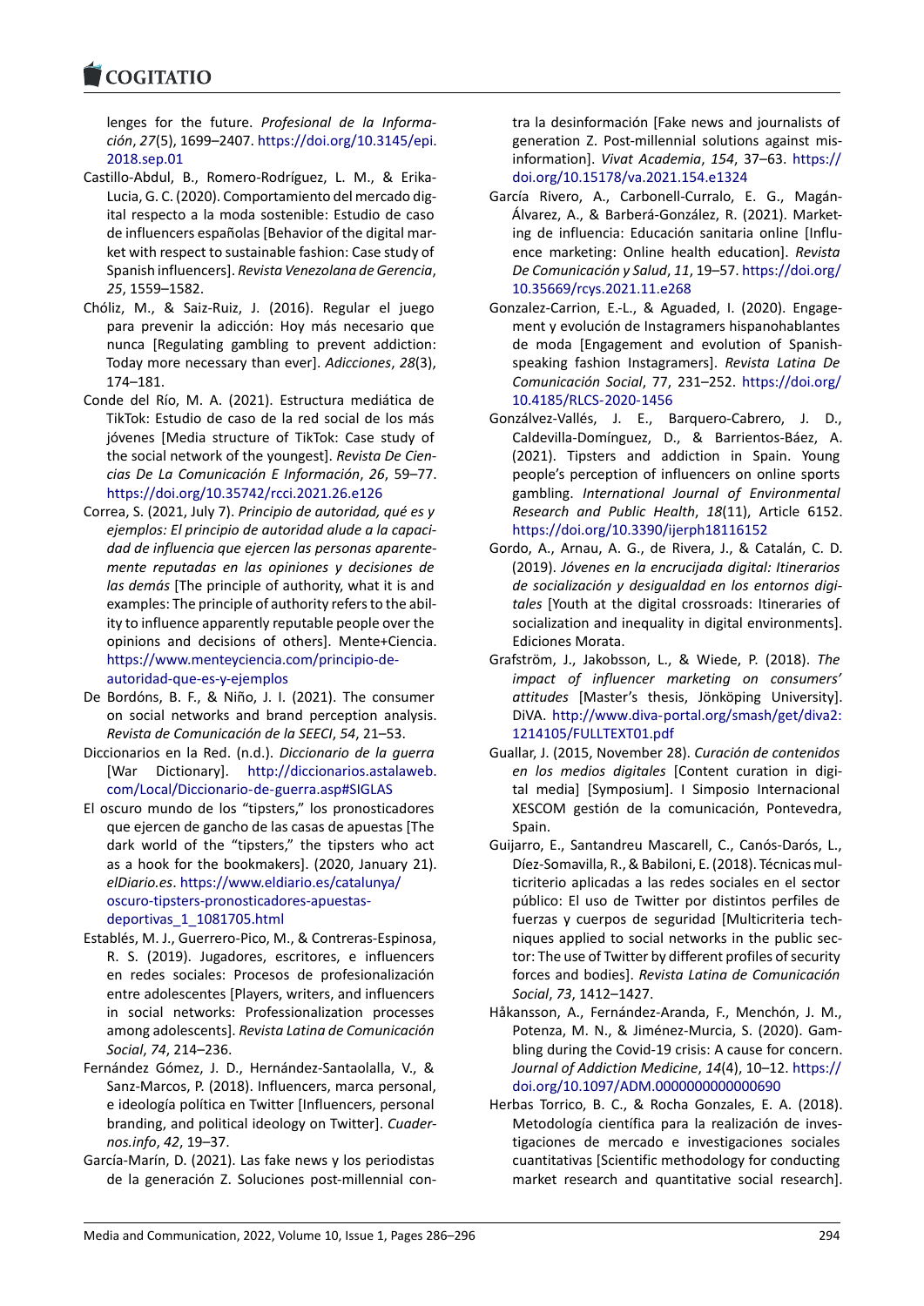lenges for the future. *Profesional de la Información*, *27*(5), 1699–2407. https://doi.org/10.3145/epi.2018.sep.01

Castillo-Abdul, B., Romero-Rodríguez, L. M., & Erika-Lucia, G. C. (2020). Comportamiento del mercado digital respecto a la moda sostenible: Estudio de caso de influencers españolas [Behavior of the digital market with respect to sustainable fashion: Case study of Spanish influencers]. *Revista Venezolana de Gerencia*, *25*, 1559–1582.

Chóliz, M., & Saiz-Ruiz, J. (2016). Regular el juego para prevenir la adicción: Hoy más necesario que nunca [Regulating gambling to prevent addiction: Today more necessary than ever]. *Adicciones*, *28*(3), 174–181.

Conde del Río, M. A. (2021). Estructura mediática de TikTok: Estudio de caso de la red social de los más jóvenes [Media structure of TikTok: Case study of the social network of the youngest]. *Revista De Ciencias De La Comunicación E Información*, *26*, 59–77. https://doi.org/10.35742/rcci.2021.26.e126

Correa, S. (2021, July 7). *Principio de autoridad, qué es y ejemplos: El principio de autoridad alude a la capacidad de influencia que ejercen las personas aparentemente reputadas en las opiniones y decisiones de las demás* [The principle of authority, what it is and examples: The principle of authority refers to the ability to influence apparently reputable people over the opinions and decisions of others]. Mente+Ciencia. https://www.menteyciencia.com/principio-de-autoridad-que-es-y-ejemplos

De Bordóns, B. F., & Niño, J. I. (2021). The consumer on social networks and brand perception analysis. *Revista de Comunicación de la SEECI*, *54*, 21–53.

Diccionarios en la Red. (n.d.). *Diccionario de la guerra* [War Dictionary]. http://diccionarios.astalaweb.com/Local/Diccionario-de-guerra.asp#SIGLAS

El oscuro mundo de los "tipsters," los pronosticadores que ejercen de gancho de las casas de apuestas [The dark world of the "tipsters," the tipsters who act as a hook for the bookmakers]. (2020, January 21). *elDiario.es*. https://www.eldiario.es/catalunya/oscuro-tipsters-pronosticadores-apuestas-deportivas_1_1081705.html

Establés, M. J., Guerrero-Pico, M., & Contreras-Espinosa, R. S. (2019). Jugadores, escritores, e influencers en redes sociales: Procesos de profesionalización entre adolescentes [Players, writers, and influencers in social networks: Professionalization processes among adolescents]. *Revista Latina de Comunicación Social*, *74*, 214–236.

Fernández Gómez, J. D., Hernández-Santaolalla, V., & Sanz-Marcos, P. (2018). Influencers, marca personal, e ideología política en Twitter [Influencers, personal branding, and political ideology on Twitter]. *Cuadernos.info*, *42*, 19–37.

García-Marín, D. (2021). Las fake news y los periodistas de la generación Z. Soluciones post-millennial contra la desinformación [Fake news and journalists of generation Z. Post-millennial solutions against misinformation]. *Vivat Academia*, *154*, 37–63. https://doi.org/10.15178/va.2021.154.e1324

García Rivero, A., Carbonell-Curralo, E. G., Magán-Álvarez, A., & Barberá-González, R. (2021). Marketing de influencia: Educación sanitaria online [Influence marketing: Online health education]. *Revista De Comunicación y Salud*, *11*, 19–57. https://doi.org/10.35669/rcys.2021.11.e268

Gonzalez-Carrion, E.-L., & Aguaded, I. (2020). Engagement y evolución de Instagramers hispanohablantes de moda [Engagement and evolution of Spanish-speaking fashion Instagramers]. *Revista Latina De Comunicación Social*, 77, 231–252. https://doi.org/10.4185/RLCS-2020-1456

González-Vallés, J. E., Barquero-Cabrero, J. D., Caldevilla-Domínguez, D., & Barrientos-Báez, A. (2021). Tipsters and addiction in Spain. Young people's perception of influencers on online sports gambling. *International Journal of Environmental Research and Public Health*, *18*(11), Article 6152. https://doi.org/10.3390/ijerph18116152

Gordo, A., Arnau, A. G., de Rivera, J., & Catalán, C. D. (2019). *Jóvenes en la encrucijada digital: Itinerarios de socialización y desigualdad en los entornos digitales* [Youth at the digital crossroads: Itineraries of socialization and inequality in digital environments]. Ediciones Morata.

Grafström, J., Jakobsson, L., & Wiede, P. (2018). *The impact of influencer marketing on consumers' attitudes* [Master's thesis, Jönköping University]. DiVA. http://www.diva-portal.org/smash/get/diva2:1214105/FULLTEXT01.pdf

Guallar, J. (2015, November 28). *Curación de contenidos en los medios digitales* [Content curation in digital media] [Symposium]. I Simposio Internacional XESCOM gestión de la comunicación, Pontevedra, Spain.

Guijarro, E., Santandreu Mascarell, C., Canós-Darós, L., Díez-Somavilla, R., & Babiloni, E. (2018). Técnicas multicriterio aplicadas a las redes sociales en el sector público: El uso de Twitter por distintos perfiles de fuerzas y cuerpos de seguridad [Multicriteria techniques applied to social networks in the public sector: The use of Twitter by different profiles of security forces and bodies]. *Revista Latina de Comunicación Social*, *73*, 1412–1427.

Håkansson, A., Fernández-Aranda, F., Menchón, J. M., Potenza, M. N., & Jiménez-Murcia, S. (2020). Gambling during the Covid-19 crisis: A cause for concern. *Journal of Addiction Medicine*, *14*(4), 10–12. https://doi.org/10.1097/ADM.0000000000000690

Herbas Torrico, B. C., & Rocha Gonzales, E. A. (2018). Metodología científica para la realización de investigaciones de mercado e investigaciones sociales cuantitativas [Scientific methodology for conducting market research and quantitative social research].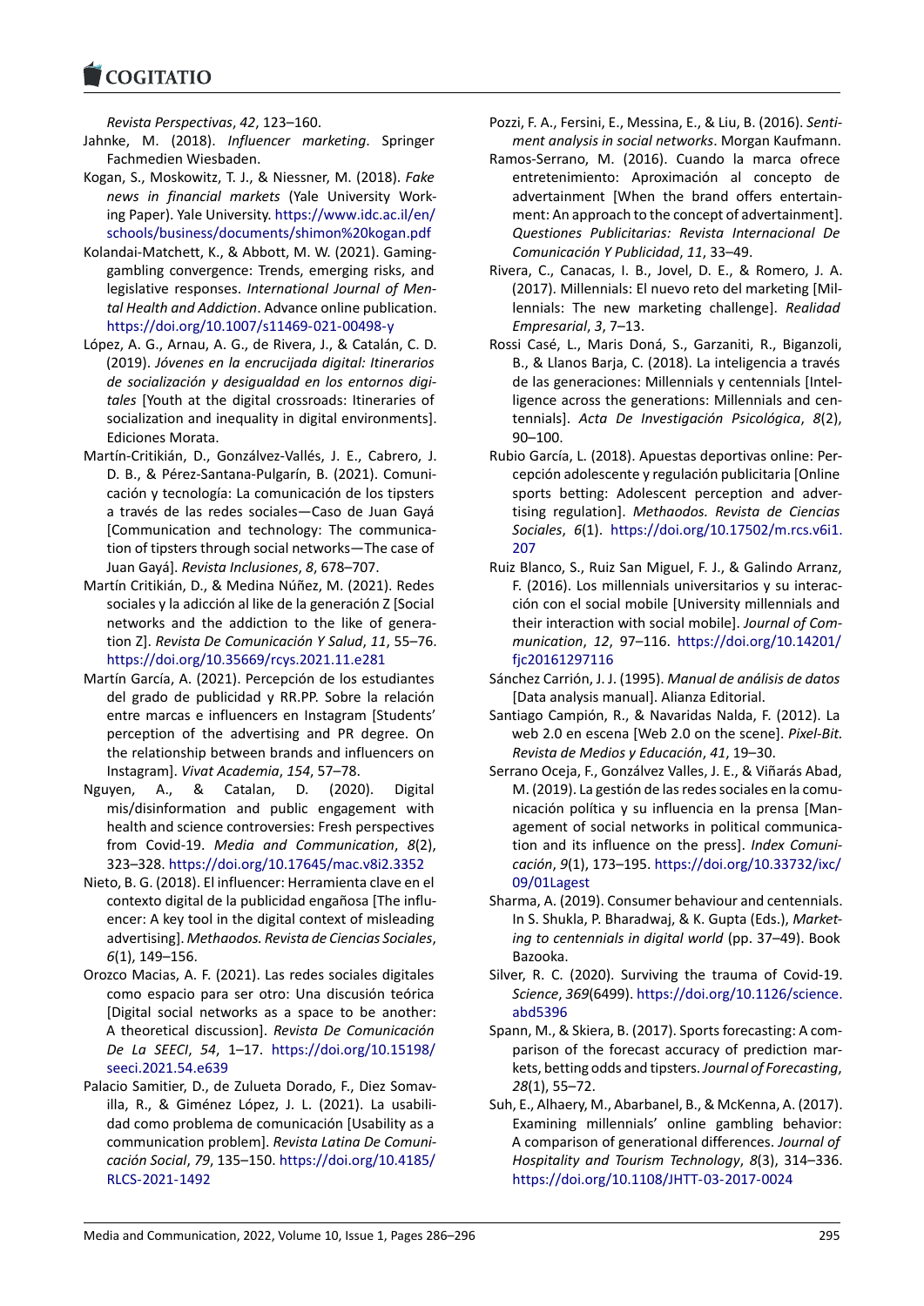*Revista Perspectivas*, *42*, 123–160.

Jahnke, M. (2018). *Influencer marketing*. Springer Fachmedien Wiesbaden.

Kogan, S., Moskowitz, T. J., & Niessner, M. (2018). *Fake news in financial markets* (Yale University Working Paper). Yale University. https://www.idc.ac.il/en/schools/business/documents/shimon%20kogan.pdf

Kolandai-Matchett, K., & Abbott, M. W. (2021). Gaming-gambling convergence: Trends, emerging risks, and legislative responses. *International Journal of Mental Health and Addiction*. Advance online publication. https://doi.org/10.1007/s11469-021-00498-y

López, A. G., Arnau, A. G., de Rivera, J., & Catalán, C. D. (2019). *Jóvenes en la encrucijada digital: Itinerarios de socialización y desigualdad en los entornos digitales* [Youth at the digital crossroads: Itineraries of socialization and inequality in digital environments]. Ediciones Morata.

Martín-Critikián, D., Gonzálvez-Vallés, J. E., Cabrero, J. D. B., & Pérez-Santana-Pulgarín, B. (2021). Comunicación y tecnología: La comunicación de los tipsters a través de las redes sociales—Caso de Juan Gayá [Communication and technology: The communication of tipsters through social networks—The case of Juan Gayá]. *Revista Inclusiones*, *8*, 678–707.

Martín Critikián, D., & Medina Núñez, M. (2021). Redes sociales y la adicción al like de la generación Z [Social networks and the addiction to the like of generation Z]. *Revista De Comunicación Y Salud*, *11*, 55–76. https://doi.org/10.35669/rcys.2021.11.e281

Martín García, A. (2021). Percepción de los estudiantes del grado de publicidad y RR.PP. Sobre la relación entre marcas e influencers en Instagram [Students' perception of the advertising and PR degree. On the relationship between brands and influencers on Instagram]. *Vivat Academia*, *154*, 57–78.

Nguyen, A., & Catalan, D. (2020). Digital mis/disinformation and public engagement with health and science controversies: Fresh perspectives from Covid-19. *Media and Communication*, *8*(2), 323–328. https://doi.org/10.17645/mac.v8i2.3352

Nieto, B. G. (2018). El influencer: Herramienta clave en el contexto digital de la publicidad engañosa [The influencer: A key tool in the digital context of misleading advertising]. *Methaodos. Revista de Ciencias Sociales*, *6*(1), 149–156.

Orozco Macias, A. F. (2021). Las redes sociales digitales como espacio para ser otro: Una discusión teórica [Digital social networks as a space to be another: A theoretical discussion]. *Revista De Comunicación De La SEECI*, *54*, 1–17. https://doi.org/10.15198/seeci.2021.54.e639

Palacio Samitier, D., de Zulueta Dorado, F., Diez Somavilla, R., & Giménez López, J. L. (2021). La usabilidad como problema de comunicación [Usability as a communication problem]. *Revista Latina De Comunicación Social*, *79*, 135–150. https://doi.org/10.4185/RLCS-2021-1492

Pozzi, F. A., Fersini, E., Messina, E., & Liu, B. (2016). *Sentiment analysis in social networks*. Morgan Kaufmann.

Ramos-Serrano, M. (2016). Cuando la marca ofrece entretenimiento: Aproximación al concepto de advertainment [When the brand offers entertainment: An approach to the concept of advertainment]. *Questiones Publicitarias: Revista Internacional De Comunicación Y Publicidad*, *11*, 33–49.

Rivera, C., Canacas, I. B., Jovel, D. E., & Romero, J. A. (2017). Millennials: El nuevo reto del marketing [Millennials: The new marketing challenge]. *Realidad Empresarial*, *3*, 7–13.

Rossi Casé, L., Maris Doná, S., Garzaniti, R., Biganzoli, B., & Llanos Barja, C. (2018). La inteligencia a través de las generaciones: Millennials y centennials [Intelligence across the generations: Millennials and centennials]. *Acta De Investigación Psicológica*, *8*(2), 90–100.

Rubio García, L. (2018). Apuestas deportivas online: Percepción adolescente y regulación publicitaria [Online sports betting: Adolescent perception and advertising regulation]. *Methaodos. Revista de Ciencias Sociales*, *6*(1). https://doi.org/10.17502/m.rcs.v6i1.207

Ruiz Blanco, S., Ruiz San Miguel, F. J., & Galindo Arranz, F. (2016). Los millennials universitarios y su interacción con el social mobile [University millennials and their interaction with social mobile]. *Journal of Communication*, *12*, 97–116. https://doi.org/10.14201/fjc20161297116

Sánchez Carrión, J. J. (1995). *Manual de análisis de datos* [Data analysis manual]. Alianza Editorial.

Santiago Campión, R., & Navaridas Nalda, F. (2012). La web 2.0 en escena [Web 2.0 on the scene]. *Pixel-Bit. Revista de Medios y Educación*, *41*, 19–30.

Serrano Oceja, F., Gonzálvez Valles, J. E., & Viñarás Abad, M. (2019). La gestión de las redes sociales en la comunicación política y su influencia en la prensa [Management of social networks in political communication and its influence on the press]. *Index Comunicación*, *9*(1), 173–195. https://doi.org/10.33732/ixc/09/01Lagest

Sharma, A. (2019). Consumer behaviour and centennials. In S. Shukla, P. Bharadwaj, & K. Gupta (Eds.), *Marketing to centennials in digital world* (pp. 37–49). Book Bazooka.

Silver, R. C. (2020). Surviving the trauma of Covid-19. *Science*, *369*(6499). https://doi.org/10.1126/science.abd5396

Spann, M., & Skiera, B. (2017). Sports forecasting: A comparison of the forecast accuracy of prediction markets, betting odds and tipsters. *Journal of Forecasting*, *28*(1), 55–72.

Suh, E., Alhaery, M., Abarbanel, B., & McKenna, A. (2017). Examining millennials' online gambling behavior: A comparison of generational differences. *Journal of Hospitality and Tourism Technology*, *8*(3), 314–336. https://doi.org/10.1108/JHTT-03-2017-0024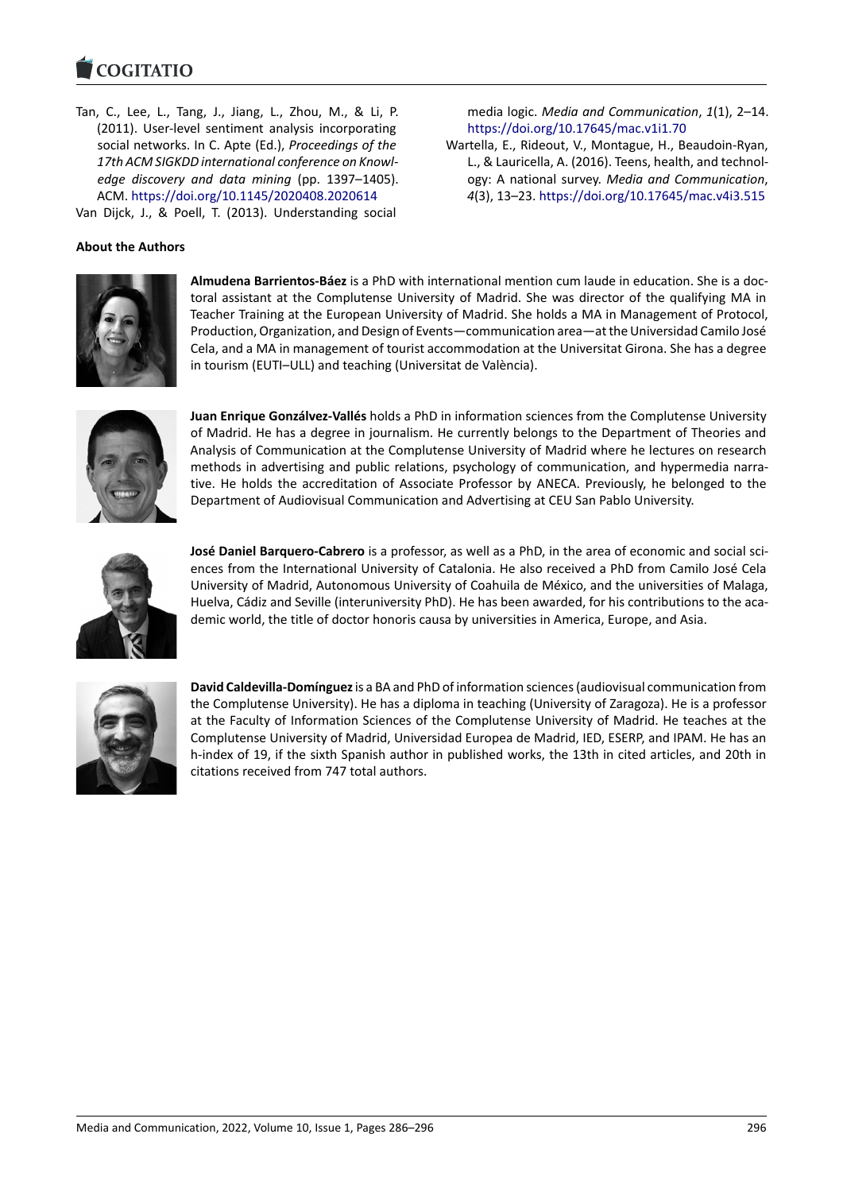Tan, C., Lee, L., Tang, J., Jiang, L., Zhou, M., & Li, P. (2011). User-level sentiment analysis incorporating social networks. In C. Apte (Ed.), *Proceedings of the 17th ACM SIGKDD international conference on Knowledge discovery and data mining* (pp. 1397–1405). ACM. https://doi.org/10.1145/2020408.2020614

Van Dijck, J., & Poell, T. (2013). Understanding social media logic. *Media and Communication*, *1*(1), 2–14. https://doi.org/10.17645/mac.v1i1.70

Wartella, E., Rideout, V., Montague, H., Beaudoin-Ryan, L., & Lauricella, A. (2016). Teens, health, and technology: A national survey. *Media and Communication*, *4*(3), 13–23. https://doi.org/10.17645/mac.v4i3.515

**About the Authors**

**Almudena Barrientos-Báez** is a PhD with international mention cum laude in education. She is a doctoral assistant at the Complutense University of Madrid. She was director of the qualifying MA in Teacher Training at the European University of Madrid. She holds a MA in Management of Protocol, Production, Organization, and Design of Events—communication area—at the Universidad Camilo José Cela, and a MA in management of tourist accommodation at the Universitat Girona. She has a degree in tourism (EUTI–ULL) and teaching (Universitat de València).

**Juan Enrique Gonzálvez-Vallés** holds a PhD in information sciences from the Complutense University of Madrid. He has a degree in journalism. He currently belongs to the Department of Theories and Analysis of Communication at the Complutense University of Madrid where he lectures on research methods in advertising and public relations, psychology of communication, and hypermedia narrative. He holds the accreditation of Associate Professor by ANECA. Previously, he belonged to the Department of Audiovisual Communication and Advertising at CEU San Pablo University.

**José Daniel Barquero-Cabrero** is a professor, as well as a PhD, in the area of economic and social sciences from the International University of Catalonia. He also received a PhD from Camilo José Cela University of Madrid, Autonomous University of Coahuila de México, and the universities of Malaga, Huelva, Cádiz and Seville (interuniversity PhD). He has been awarded, for his contributions to the academic world, the title of doctor honoris causa by universities in America, Europe, and Asia.

**David Caldevilla-Domínguez** is a BA and PhD of information sciences (audiovisual communication from the Complutense University). He has a diploma in teaching (University of Zaragoza). He is a professor at the Faculty of Information Sciences of the Complutense University of Madrid. He teaches at the Complutense University of Madrid, Universidad Europea de Madrid, IED, ESERP, and IPAM. He has an h-index of 19, if the sixth Spanish author in published works, the 13th in cited articles, and 20th in citations received from 747 total authors.